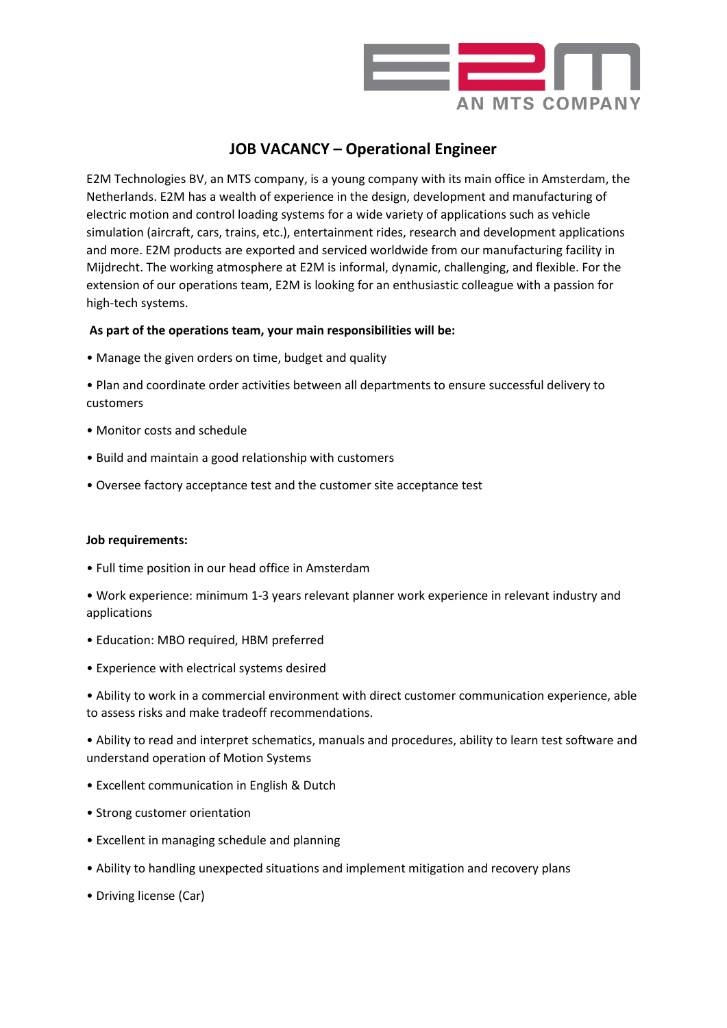# JOB VACANCY – Operational Engineer

E2M Technologies BV, an MTS company, is a young company with its main office in Amsterdam, the Netherlands. E2M has a wealth of experience in the design, development and manufacturing of electric motion and control loading systems for a wide variety of applications such as vehicle simulation (aircraft, cars, trains, etc.), entertainment rides, research and development applications and more. E2M products are exported and serviced worldwide from our manufacturing facility in Mijdrecht. The working atmosphere at E2M is informal, dynamic, challenging, and flexible. For the extension of our operations team, E2M is looking for an enthusiastic colleague with a passion for high-tech systems.

**As part of the operations team, your main responsibilities will be:**

- Manage the given orders on time, budget and quality
- Plan and coordinate order activities between all departments to ensure successful delivery to customers
- Monitor costs and schedule
- Build and maintain a good relationship with customers
- Oversee factory acceptance test and the customer site acceptance test

**Job requirements:**

- Full time position in our head office in Amsterdam
- Work experience: minimum 1-3 years relevant planner work experience in relevant industry and applications
- Education: MBO required, HBM preferred
- Experience with electrical systems desired
- Ability to work in a commercial environment with direct customer communication experience, able to assess risks and make tradeoff recommendations.
- Ability to read and interpret schematics, manuals and procedures, ability to learn test software and understand operation of Motion Systems
- Excellent communication in English & Dutch
- Strong customer orientation
- Excellent in managing schedule and planning
- Ability to handling unexpected situations and implement mitigation and recovery plans
- Driving license (Car)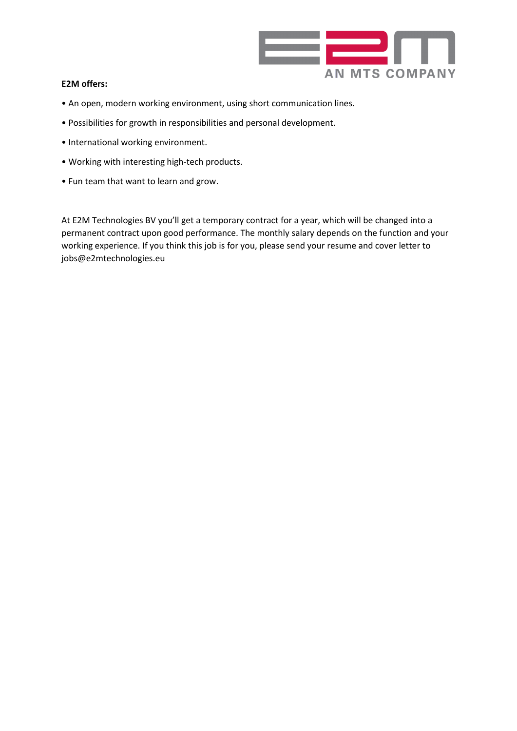**E2M offers:**

- An open, modern working environment, using short communication lines.
- Possibilities for growth in responsibilities and personal development.
- International working environment.
- Working with interesting high-tech products.
- Fun team that want to learn and grow.

At E2M Technologies BV you'll get a temporary contract for a year, which will be changed into a permanent contract upon good performance. The monthly salary depends on the function and your working experience. If you think this job is for you, please send your resume and cover letter to jobs@e2mtechnologies.eu